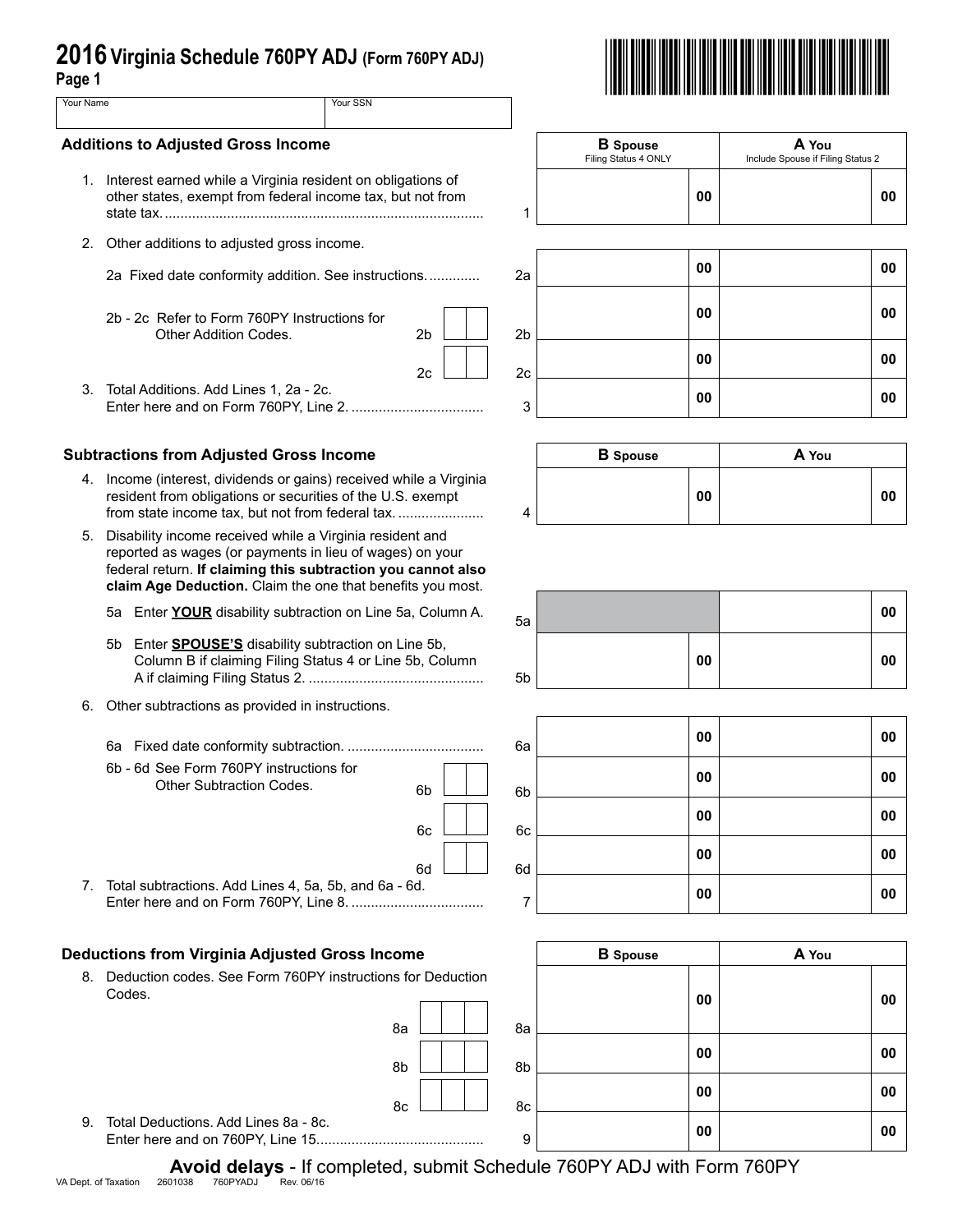# 2016 Virginia Schedule 760PY ADJ (Form 760PY ADJ)

**Page 1**

| Your Name | Your SSN |
|---|---|
| | |

## Additions to Adjusted Gross Income

| | Line | B Spouse (Filing Status 4 ONLY) | A You (Include Spouse if Filing Status 2) |
|---|---|---|---|
| 1. Interest earned while a Virginia resident on obligations of other states, exempt from federal income tax, but not from state tax. | 1 | 00 | 00 |
| 2. Other additions to adjusted gross income. | | | |
| 2a Fixed date conformity addition. See instructions. | 2a | 00 | 00 |
| 2b - 2c Refer to Form 760PY Instructions for Other Addition Codes. 2b ☐☐ | 2b | 00 | 00 |
| 2c ☐☐ | 2c | 00 | 00 |
| 3. Total Additions. Add Lines 1, 2a - 2c. Enter here and on Form 760PY, Line 2. | 3 | 00 | 00 |

## Subtractions from Adjusted Gross Income

| | Line | B Spouse | A You |
|---|---|---|---|
| 4. Income (interest, dividends or gains) received while a Virginia resident from obligations or securities of the U.S. exempt from state income tax, but not from federal tax. | 4 | 00 | 00 |
| 5. Disability income received while a Virginia resident and reported as wages (or payments in lieu of wages) on your federal return. **If claiming this subtraction you cannot also claim Age Deduction.** Claim the one that benefits you most. | | | |
| 5a Enter **YOUR** disability subtraction on Line 5a, Column A. | 5a | | 00 |
| 5b Enter **SPOUSE'S** disability subtraction on Line 5b, Column B if claiming Filing Status 4 or Line 5b, Column A if claiming Filing Status 2. | 5b | 00 | 00 |
| 6. Other subtractions as provided in instructions. | | | |
| 6a Fixed date conformity subtraction. | 6a | 00 | 00 |
| 6b - 6d See Form 760PY instructions for Other Subtraction Codes. 6b ☐☐ | 6b | 00 | 00 |
| 6c ☐☐ | 6c | 00 | 00 |
| 6d ☐☐ | 6d | 00 | 00 |
| 7. Total subtractions. Add Lines 4, 5a, 5b, and 6a - 6d. Enter here and on Form 760PY, Line 8. | 7 | 00 | 00 |

## Deductions from Virginia Adjusted Gross Income

| | Line | B Spouse | A You |
|---|---|---|---|
| 8. Deduction codes. See Form 760PY instructions for Deduction Codes. 8a ☐☐☐ | 8a | 00 | 00 |
| 8b ☐☐☐ | 8b | 00 | 00 |
| 8c ☐☐☐ | 8c | 00 | 00 |
| 9. Total Deductions. Add Lines 8a - 8c. Enter here and on 760PY, Line 15. | 9 | 00 | 00 |

**Avoid delays** - If completed, submit Schedule 760PY ADJ with Form 760PY

VA Dept. of Taxation 2601038 760PYADJ Rev. 06/16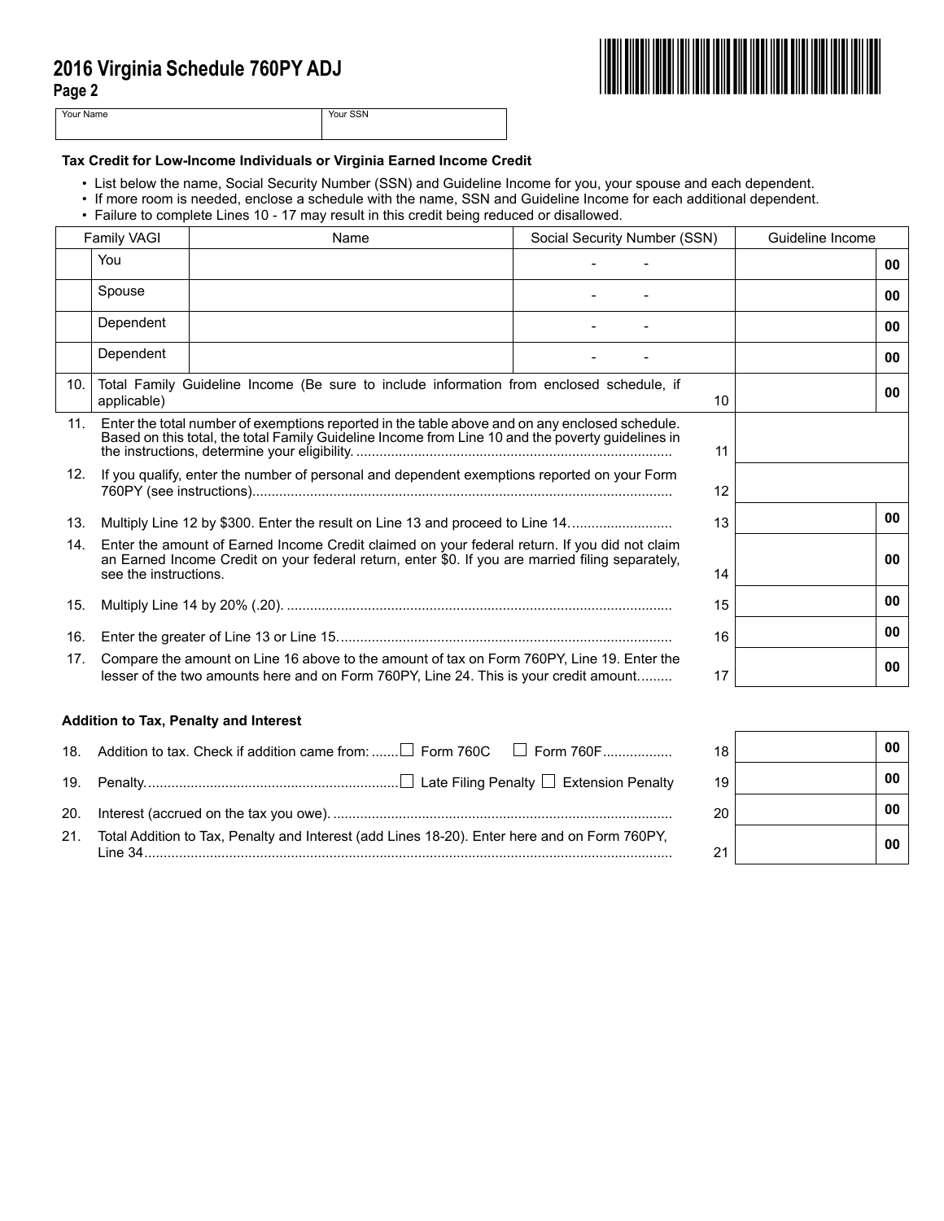# 2016 Virginia Schedule 760PY ADJ

**Page 2**

| Your Name | Your SSN |
|---|---|
| | |

**Tax Credit for Low-Income Individuals or Virginia Earned Income Credit**

- List below the name, Social Security Number (SSN) and Guideline Income for you, your spouse and each dependent.
- If more room is needed, enclose a schedule with the name, SSN and Guideline Income for each additional dependent.
- Failure to complete Lines 10 - 17 may result in this credit being reduced or disallowed.

| Family VAGI | | Name | Social Security Number (SSN) | Guideline Income | |
|---|---|---|---|---|---|
| | You | | - - | | 00 |
| | Spouse | | - - | | 00 |
| | Dependent | | - - | | 00 |
| | Dependent | | - - | | 00 |
| 10. | Total Family Guideline Income (Be sure to include information from enclosed schedule, if applicable) | | 10 | | 00 |

| | | | | |
|---|---|---|---|---|
| 11. | Enter the total number of exemptions reported in the table above and on any enclosed schedule. Based on this total, the total Family Guideline Income from Line 10 and the poverty guidelines in the instructions, determine your eligibility. | 11 | | |
| 12. | If you qualify, enter the number of personal and dependent exemptions reported on your Form 760PY (see instructions) | 12 | | |
| 13. | Multiply Line 12 by $300. Enter the result on Line 13 and proceed to Line 14. | 13 | | 00 |
| 14. | Enter the amount of Earned Income Credit claimed on your federal return. If you did not claim an Earned Income Credit on your federal return, enter $0. If you are married filing separately, see the instructions. | 14 | | 00 |
| 15. | Multiply Line 14 by 20% (.20). | 15 | | 00 |
| 16. | Enter the greater of Line 13 or Line 15. | 16 | | 00 |
| 17. | Compare the amount on Line 16 above to the amount of tax on Form 760PY, Line 19. Enter the lesser of the two amounts here and on Form 760PY, Line 24. This is your credit amount. | 17 | | 00 |

**Addition to Tax, Penalty and Interest**

| | | | | |
|---|---|---|---|---|
| 18. | Addition to tax. Check if addition came from: ☐ Form 760C ☐ Form 760F | 18 | | 00 |
| 19. | Penalty. ☐ Late Filing Penalty ☐ Extension Penalty | 19 | | 00 |
| 20. | Interest (accrued on the tax you owe). | 20 | | 00 |
| 21. | Total Addition to Tax, Penalty and Interest (add Lines 18-20). Enter here and on Form 760PY, Line 34 | 21 | | 00 |